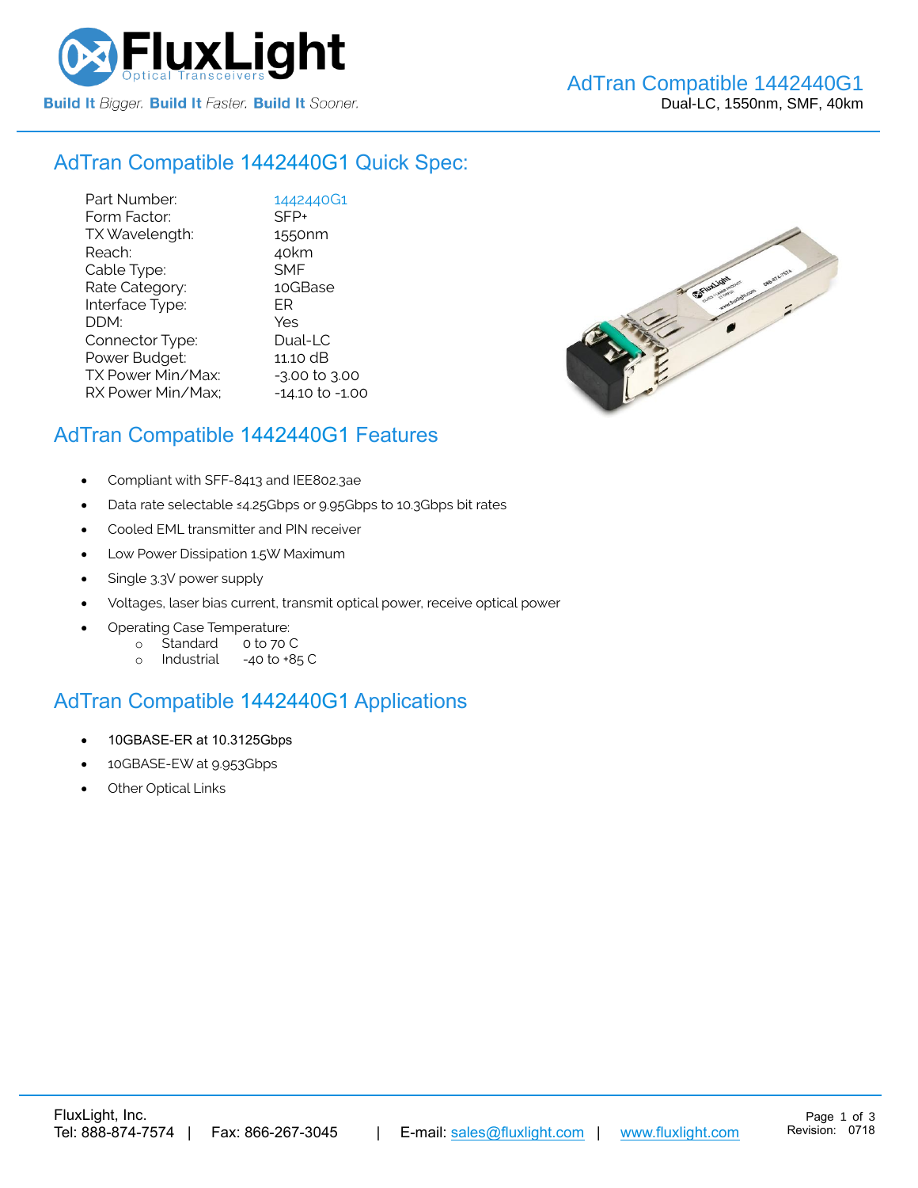# AdTran Compatible 1442440G1

Dual-LC, 1550nm, SMF, 40km

## AdTran Compatible 1442440G1 Quick Spec:

| | |
|---|---|
| Part Number: | 1442440G1 |
| Form Factor: | SFP+ |
| TX Wavelength: | 1550nm |
| Reach: | 40km |
| Cable Type: | SMF |
| Rate Category: | 10GBase |
| Interface Type: | ER |
| DDM: | Yes |
| Connector Type: | Dual-LC |
| Power Budget: | 11.10 dB |
| TX Power Min/Max: | -3.00 to 3.00 |
| RX Power Min/Max; | -14.10 to -1.00 |

## AdTran Compatible 1442440G1 Features

- Compliant with SFF-8413 and IEE802.3ae
- Data rate selectable ≤4.25Gbps or 9.95Gbps to 10.3Gbps bit rates
- Cooled EML transmitter and PIN receiver
- Low Power Dissipation 1.5W Maximum
- Single 3.3V power supply
- Voltages, laser bias current, transmit optical power, receive optical power
- Operating Case Temperature:
  - Standard 0 to 70 C
  - Industrial -40 to +85 C

## AdTran Compatible 1442440G1 Applications

- 10GBASE-ER at 10.3125Gbps
- 10GBASE-EW at 9.953Gbps
- Other Optical Links

FluxLight, Inc.
Tel: 888-874-7574 | Fax: 866-267-3045 | E-mail: sales@fluxlight.com | www.fluxlight.com

Revision: 0718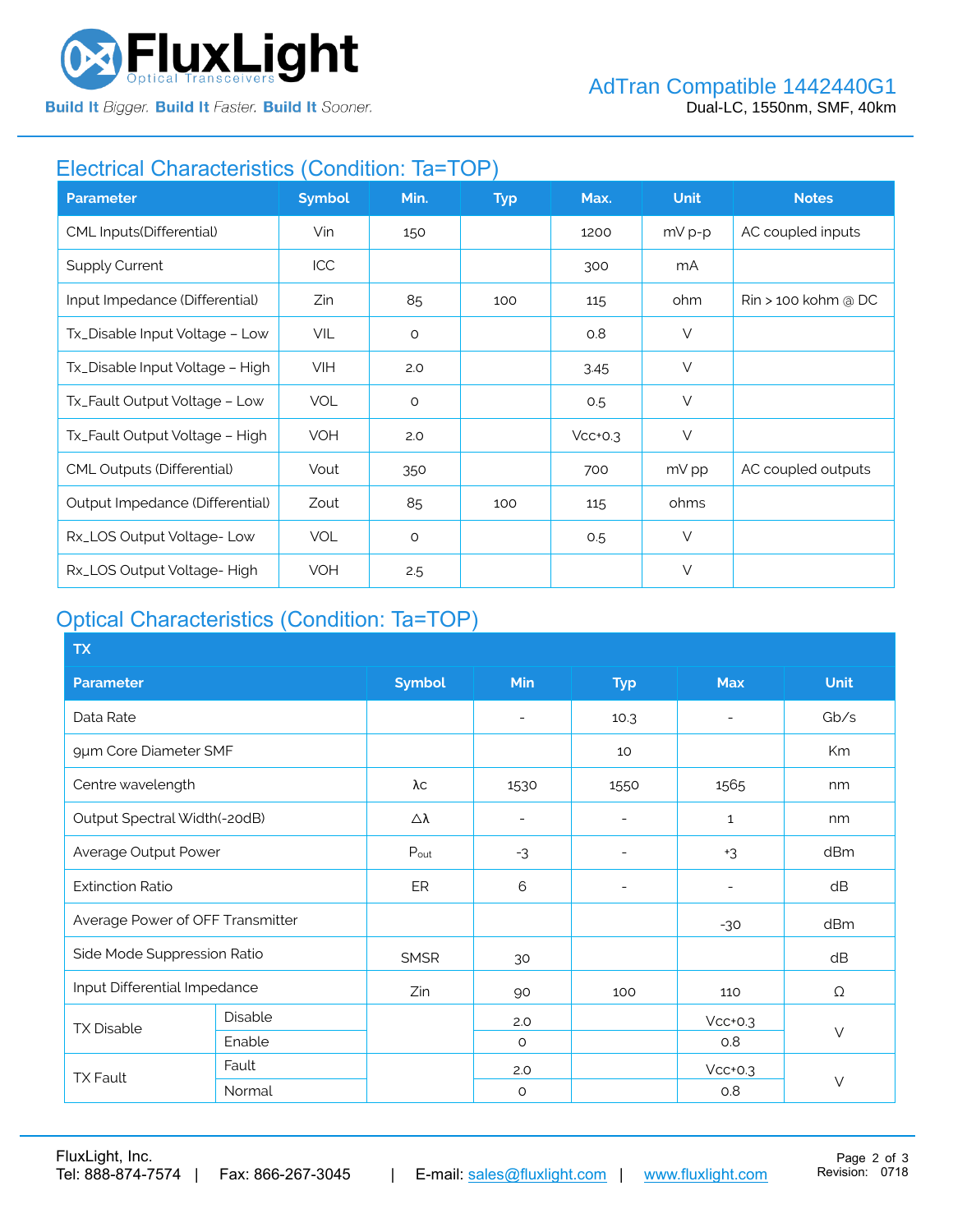## Electrical Characteristics (Condition: Ta=TOP)

| Parameter | Symbol | Min. | Typ | Max. | Unit | Notes |
|---|---|---|---|---|---|---|
| CML Inputs(Differential) | Vin | 150 | | 1200 | mV p-p | AC coupled inputs |
| Supply Current | ICC | | | 300 | mA | |
| Input Impedance (Differential) | Zin | 85 | 100 | 115 | ohm | Rin > 100 kohm @ DC |
| Tx_Disable Input Voltage – Low | VIL | 0 | | 0.8 | V | |
| Tx_Disable Input Voltage – High | VIH | 2.0 | | 3.45 | V | |
| Tx_Fault Output Voltage – Low | VOL | 0 | | 0.5 | V | |
| Tx_Fault Output Voltage – High | VOH | 2.0 | | Vcc+0.3 | V | |
| CML Outputs (Differential) | Vout | 350 | | 700 | mV pp | AC coupled outputs |
| Output Impedance (Differential) | Zout | 85 | 100 | 115 | ohms | |
| Rx_LOS Output Voltage- Low | VOL | 0 | | 0.5 | V | |
| Rx_LOS Output Voltage- High | VOH | 2.5 | | | V | |

## Optical Characteristics (Condition: Ta=TOP)

| TX | | | | | | |
|---|---|---|---|---|---|---|
| **Parameter** | | **Symbol** | **Min** | **Typ** | **Max** | **Unit** |
| Data Rate | | | - | 10.3 | - | Gb/s |
| 9µm Core Diameter SMF | | | | 10 | | Km |
| Centre wavelength | | λc | 1530 | 1550 | 1565 | nm |
| Output Spectral Width(-20dB) | | Δλ | - | - | 1 | nm |
| Average Output Power | | $P_{out}$ | -3 | - | +3 | dBm |
| Extinction Ratio | | ER | 6 | - | - | dB |
| Average Power of OFF Transmitter | | | | | -30 | dBm |
| Side Mode Suppression Ratio | | SMSR | 30 | | | dB |
| Input Differential Impedance | | Zin | 90 | 100 | 110 | Ω |
| TX Disable | Disable | | 2.0 | | Vcc+0.3 | V |
| | Enable | | 0 | | 0.8 | |
| TX Fault | Fault | | 2.0 | | Vcc+0.3 | V |
| | Normal | | 0 | | 0.8 | |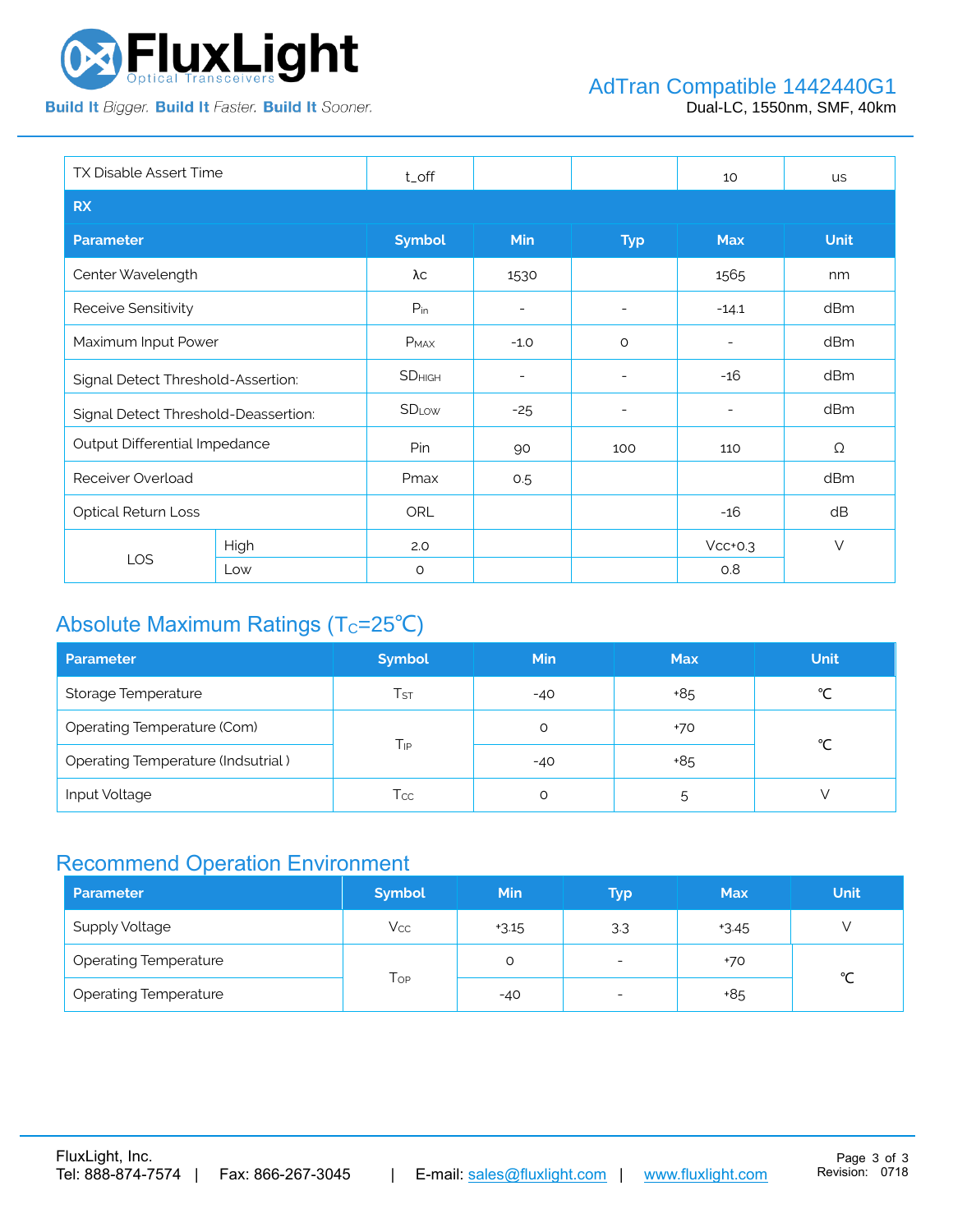| | | | | | |
|---|---|---|---|---|---|
| TX Disable Assert Time | | t_off | | | 10 | us |
| **RX** | | | | | | |
| **Parameter** | | **Symbol** | **Min** | **Typ** | **Max** | **Unit** |
| Center Wavelength | | λc | 1530 | | 1565 | nm |
| Receive Sensitivity | | $P_{in}$ | - | - | -14.1 | dBm |
| Maximum Input Power | | $P_{MAX}$ | -1.0 | 0 | - | dBm |
| Signal Detect Threshold-Assertion: | | $SD_{HIGH}$ | - | - | -16 | dBm |
| Signal Detect Threshold-Deassertion: | | $SD_{LOW}$ | -25 | - | - | dBm |
| Output Differential Impedance | | Pin | 90 | 100 | 110 | Ω |
| Receiver Overload | | Pmax | 0.5 | | | dBm |
| Optical Return Loss | | ORL | | | -16 | dB |
| LOS | High | 2.0 | | | Vcc+0.3 | V |
| | Low | 0 | | | 0.8 | |

## Absolute Maximum Ratings ($T_C$=25℃)

| Parameter | Symbol | Min | Max | Unit |
|---|---|---|---|---|
| Storage Temperature | $T_{ST}$ | -40 | +85 | ℃ |
| Operating Temperature (Com) | $T_{IP}$ | 0 | +70 | ℃ |
| Operating Temperature (Indsutrial ) | | -40 | +85 | |
| Input Voltage | $T_{CC}$ | 0 | 5 | V |

## Recommend Operation Environment

| Parameter | Symbol | Min | Typ | Max | Unit |
|---|---|---|---|---|---|
| Supply Voltage | $V_{CC}$ | +3.15 | 3.3 | +3.45 | V |
| Operating Temperature | $T_{OP}$ | 0 | - | +70 | ℃ |
| Operating Temperature | | -40 | - | +85 | |